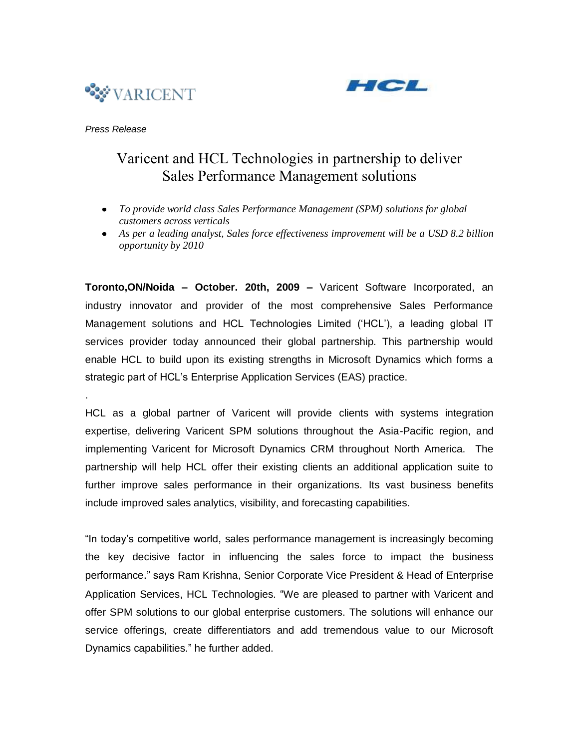VARICENT

HCL

*Press Release*

# Varicent and HCL Technologies in partnership to deliver Sales Performance Management solutions

- *To provide world class Sales Performance Management (SPM) solutions for global customers across verticals*
- *As per a leading analyst, Sales force effectiveness improvement will be a USD 8.2 billion opportunity by 2010*

**Toronto,ON/Noida – October. 20th, 2009 –** Varicent Software Incorporated, an industry innovator and provider of the most comprehensive Sales Performance Management solutions and HCL Technologies Limited ('HCL'), a leading global IT services provider today announced their global partnership. This partnership would enable HCL to build upon its existing strengths in Microsoft Dynamics which forms a strategic part of HCL's Enterprise Application Services (EAS) practice.

.

HCL as a global partner of Varicent will provide clients with systems integration expertise, delivering Varicent SPM solutions throughout the Asia-Pacific region, and implementing Varicent for Microsoft Dynamics CRM throughout North America. The partnership will help HCL offer their existing clients an additional application suite to further improve sales performance in their organizations. Its vast business benefits include improved sales analytics, visibility, and forecasting capabilities.

"In today's competitive world, sales performance management is increasingly becoming the key decisive factor in influencing the sales force to impact the business performance." says Ram Krishna, Senior Corporate Vice President & Head of Enterprise Application Services, HCL Technologies. "We are pleased to partner with Varicent and offer SPM solutions to our global enterprise customers. The solutions will enhance our service offerings, create differentiators and add tremendous value to our Microsoft Dynamics capabilities." he further added.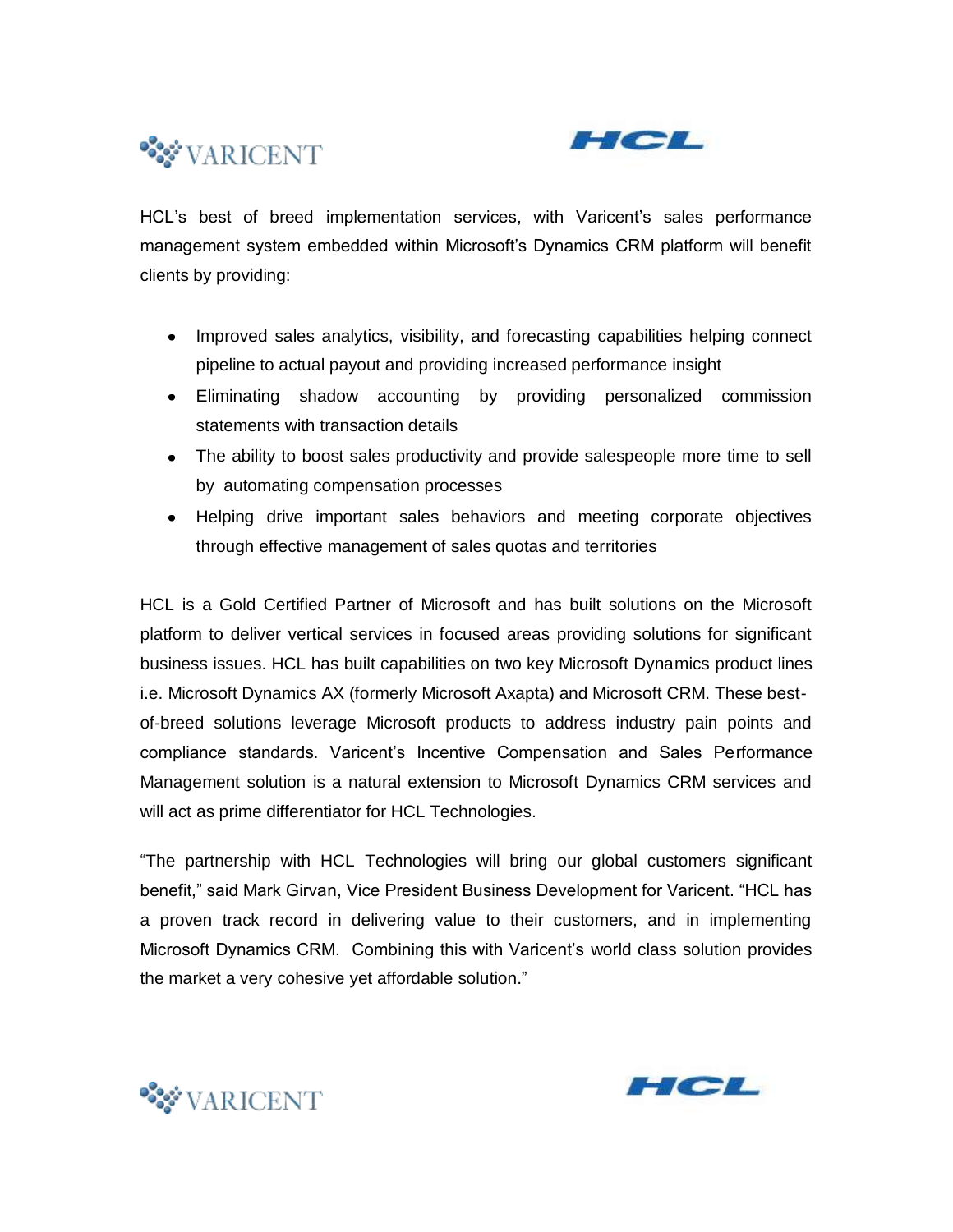HCL's best of breed implementation services, with Varicent's sales performance management system embedded within Microsoft's Dynamics CRM platform will benefit clients by providing:

- Improved sales analytics, visibility, and forecasting capabilities helping connect pipeline to actual payout and providing increased performance insight
- Eliminating shadow accounting by providing personalized commission statements with transaction details
- The ability to boost sales productivity and provide salespeople more time to sell by automating compensation processes
- Helping drive important sales behaviors and meeting corporate objectives through effective management of sales quotas and territories

HCL is a Gold Certified Partner of Microsoft and has built solutions on the Microsoft platform to deliver vertical services in focused areas providing solutions for significant business issues. HCL has built capabilities on two key Microsoft Dynamics product lines i.e. Microsoft Dynamics AX (formerly Microsoft Axapta) and Microsoft CRM. These best-of-breed solutions leverage Microsoft products to address industry pain points and compliance standards. Varicent's Incentive Compensation and Sales Performance Management solution is a natural extension to Microsoft Dynamics CRM services and will act as prime differentiator for HCL Technologies.

"The partnership with HCL Technologies will bring our global customers significant benefit," said Mark Girvan, Vice President Business Development for Varicent. "HCL has a proven track record in delivering value to their customers, and in implementing Microsoft Dynamics CRM. Combining this with Varicent's world class solution provides the market a very cohesive yet affordable solution."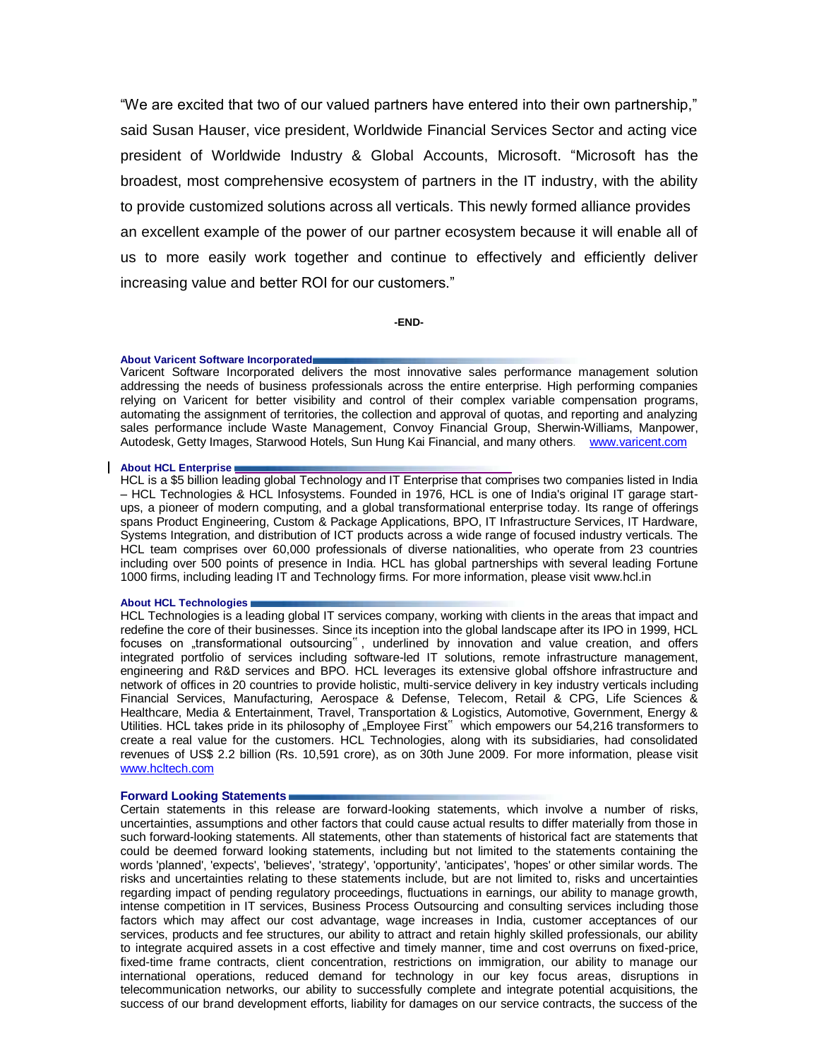"We are excited that two of our valued partners have entered into their own partnership," said Susan Hauser, vice president, Worldwide Financial Services Sector and acting vice president of Worldwide Industry & Global Accounts, Microsoft. "Microsoft has the broadest, most comprehensive ecosystem of partners in the IT industry, with the ability to provide customized solutions across all verticals. This newly formed alliance provides an excellent example of the power of our partner ecosystem because it will enable all of us to more easily work together and continue to effectively and efficiently deliver increasing value and better ROI for our customers."

**-END-**

**About Varicent Software Incorporated**

Varicent Software Incorporated delivers the most innovative sales performance management solution addressing the needs of business professionals across the entire enterprise. High performing companies relying on Varicent for better visibility and control of their complex variable compensation programs, automating the assignment of territories, the collection and approval of quotas, and reporting and analyzing sales performance include Waste Management, Convoy Financial Group, Sherwin-Williams, Manpower, Autodesk, Getty Images, Starwood Hotels, Sun Hung Kai Financial, and many others. www.varicent.com

**About HCL Enterprise**

HCL is a $5 billion leading global Technology and IT Enterprise that comprises two companies listed in India – HCL Technologies & HCL Infosystems. Founded in 1976, HCL is one of India's original IT garage start-ups, a pioneer of modern computing, and a global transformational enterprise today. Its range of offerings spans Product Engineering, Custom & Package Applications, BPO, IT Infrastructure Services, IT Hardware, Systems Integration, and distribution of ICT products across a wide range of focused industry verticals. The HCL team comprises over 60,000 professionals of diverse nationalities, who operate from 23 countries including over 500 points of presence in India. HCL has global partnerships with several leading Fortune 1000 firms, including leading IT and Technology firms. For more information, please visit www.hcl.in

**About HCL Technologies**

HCL Technologies is a leading global IT services company, working with clients in the areas that impact and redefine the core of their businesses. Since its inception into the global landscape after its IPO in 1999, HCL focuses on „transformational outsourcing", underlined by innovation and value creation, and offers integrated portfolio of services including software-led IT solutions, remote infrastructure management, engineering and R&D services and BPO. HCL leverages its extensive global offshore infrastructure and network of offices in 20 countries to provide holistic, multi-service delivery in key industry verticals including Financial Services, Manufacturing, Aerospace & Defense, Telecom, Retail & CPG, Life Sciences & Healthcare, Media & Entertainment, Travel, Transportation & Logistics, Automotive, Government, Energy & Utilities. HCL takes pride in its philosophy of „Employee First" which empowers our 54,216 transformers to create a real value for the customers. HCL Technologies, along with its subsidiaries, had consolidated revenues of US$ 2.2 billion (Rs. 10,591 crore), as on 30th June 2009. For more information, please visit www.hcltech.com

**Forward Looking Statements**

Certain statements in this release are forward-looking statements, which involve a number of risks, uncertainties, assumptions and other factors that could cause actual results to differ materially from those in such forward-looking statements. All statements, other than statements of historical fact are statements that could be deemed forward looking statements, including but not limited to the statements containing the words 'planned', 'expects', 'believes', 'strategy', 'opportunity', 'anticipates', 'hopes' or other similar words. The risks and uncertainties relating to these statements include, but are not limited to, risks and uncertainties regarding impact of pending regulatory proceedings, fluctuations in earnings, our ability to manage growth, intense competition in IT services, Business Process Outsourcing and consulting services including those factors which may affect our cost advantage, wage increases in India, customer acceptances of our services, products and fee structures, our ability to attract and retain highly skilled professionals, our ability to integrate acquired assets in a cost effective and timely manner, time and cost overruns on fixed-price, fixed-time frame contracts, client concentration, restrictions on immigration, our ability to manage our international operations, reduced demand for technology in our key focus areas, disruptions in telecommunication networks, our ability to successfully complete and integrate potential acquisitions, the success of our brand development efforts, liability for damages on our service contracts, the success of the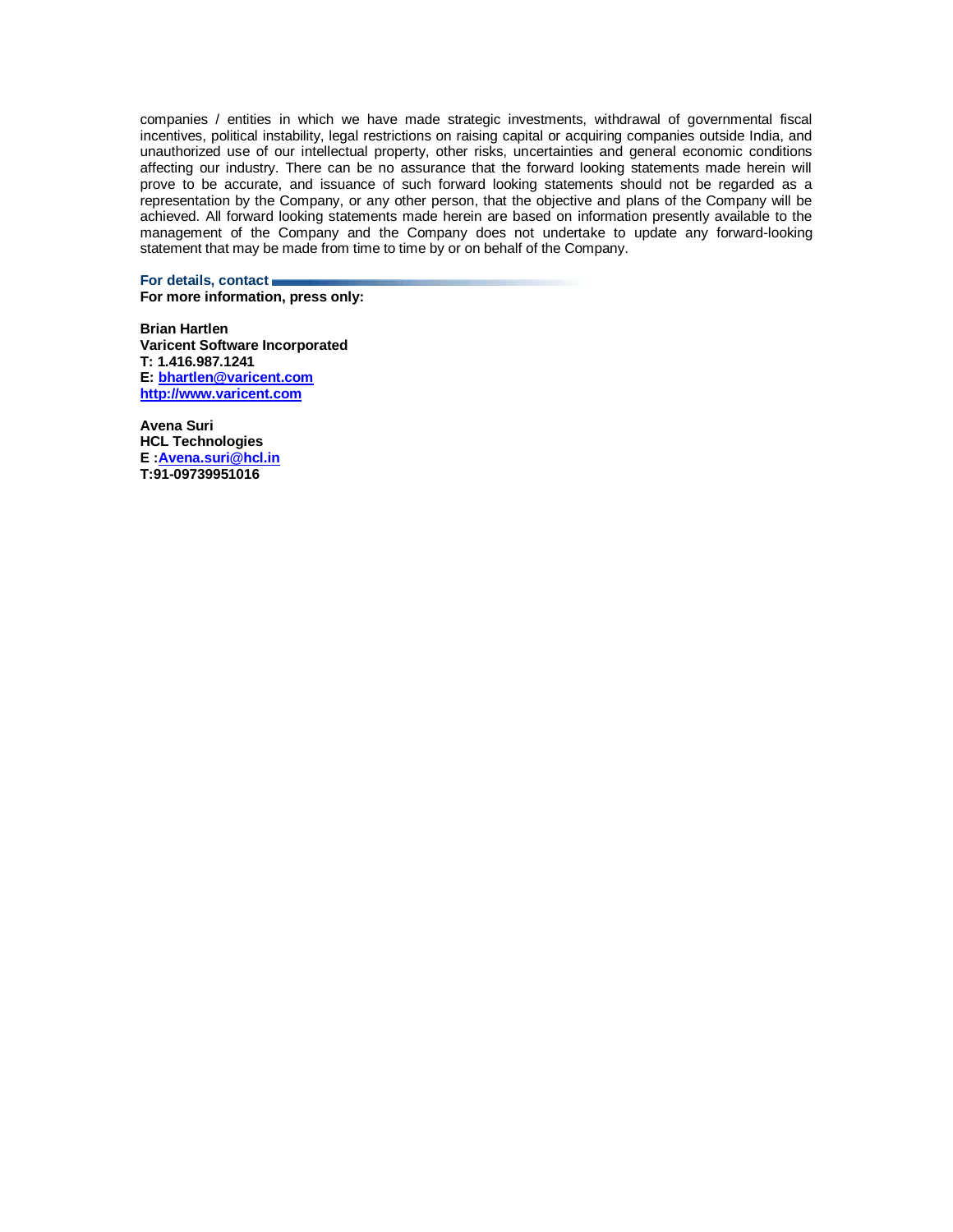companies / entities in which we have made strategic investments, withdrawal of governmental fiscal incentives, political instability, legal restrictions on raising capital or acquiring companies outside India, and unauthorized use of our intellectual property, other risks, uncertainties and general economic conditions affecting our industry. There can be no assurance that the forward looking statements made herein will prove to be accurate, and issuance of such forward looking statements should not be regarded as a representation by the Company, or any other person, that the objective and plans of the Company will be achieved. All forward looking statements made herein are based on information presently available to the management of the Company and the Company does not undertake to update any forward-looking statement that may be made from time to time by or on behalf of the Company.

### For details, contact

**For more information, press only:**

**Brian Hartlen**
**Varicent Software Incorporated**
**T: 1.416.987.1241**
**E: bhartlen@varicent.com**
**http://www.varicent.com**

**Avena Suri**
**HCL Technologies**
**E :Avena.suri@hcl.in**
**T:91-09739951016**